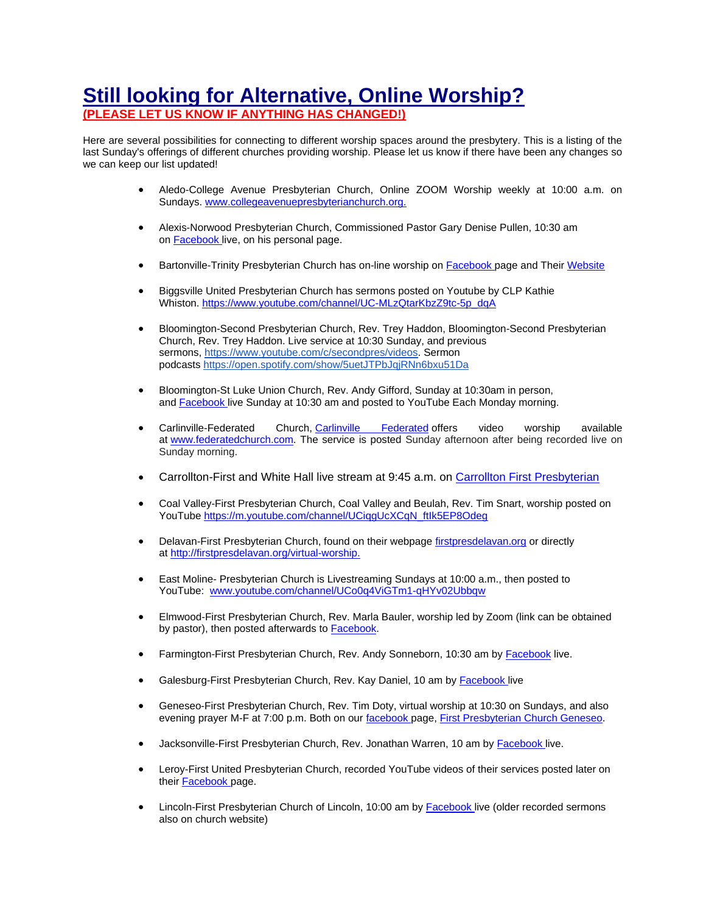# [Still looking for Alternative, Online Worship?](#)

**(PLEASE LET US KNOW IF ANYTHING HAS CHANGED!)**

Here are several possibilities for connecting to different worship spaces around the presbytery. This is a listing of the last Sunday's offerings of different churches providing worship. Please let us know if there have been any changes so we can keep our list updated!

- Aledo-College Avenue Presbyterian Church, Online ZOOM Worship weekly at 10:00 a.m. on Sundays. www.collegeavenuepresbyterianchurch.org.
- Alexis-Norwood Presbyterian Church, Commissioned Pastor Gary Denise Pullen, 10:30 am on Facebook live, on his personal page.
- Bartonville-Trinity Presbyterian Church has on-line worship on Facebook page and Their Website
- Biggsville United Presbyterian Church has sermons posted on Youtube by CLP Kathie Whiston. https://www.youtube.com/channel/UC-MLzQtarKbzZ9tc-5p_dqA
- Bloomington-Second Presbyterian Church, Rev. Trey Haddon, Bloomington-Second Presbyterian Church, Rev. Trey Haddon. Live service at 10:30 Sunday, and previous sermons, https://www.youtube.com/c/secondpres/videos. Sermon podcasts https://open.spotify.com/show/5uetJTPbJqjRNn6bxu51Da
- Bloomington-St Luke Union Church, Rev. Andy Gifford, Sunday at 10:30am in person, and Facebook live Sunday at 10:30 am and posted to YouTube Each Monday morning.
- Carlinville-Federated Church, Carlinville Federated offers video worship available at www.federatedchurch.com. The service is posted Sunday afternoon after being recorded live on Sunday morning.
- Carrollton-First and White Hall live stream at 9:45 a.m. on Carrollton First Presbyterian
- Coal Valley-First Presbyterian Church, Coal Valley and Beulah, Rev. Tim Snart, worship posted on YouTube https://m.youtube.com/channel/UCiqgUcXCqN_ftIk5EP8Odeg
- Delavan-First Presbyterian Church, found on their webpage firstpresdelavan.org or directly at http://firstpresdelavan.org/virtual-worship.
- East Moline- Presbyterian Church is Livestreaming Sundays at 10:00 a.m., then posted to YouTube: www.youtube.com/channel/UCo0q4ViGTm1-qHYv02Ubbqw
- Elmwood-First Presbyterian Church, Rev. Marla Bauler, worship led by Zoom (link can be obtained by pastor), then posted afterwards to Facebook.
- Farmington-First Presbyterian Church, Rev. Andy Sonneborn, 10:30 am by Facebook live.
- Galesburg-First Presbyterian Church, Rev. Kay Daniel, 10 am by Facebook live
- Geneseo-First Presbyterian Church, Rev. Tim Doty, virtual worship at 10:30 on Sundays, and also evening prayer M-F at 7:00 p.m. Both on our facebook page, First Presbyterian Church Geneseo.
- Jacksonville-First Presbyterian Church, Rev. Jonathan Warren, 10 am by Facebook live.
- Leroy-First United Presbyterian Church, recorded YouTube videos of their services posted later on their Facebook page.
- Lincoln-First Presbyterian Church of Lincoln, 10:00 am by Facebook live (older recorded sermons also on church website)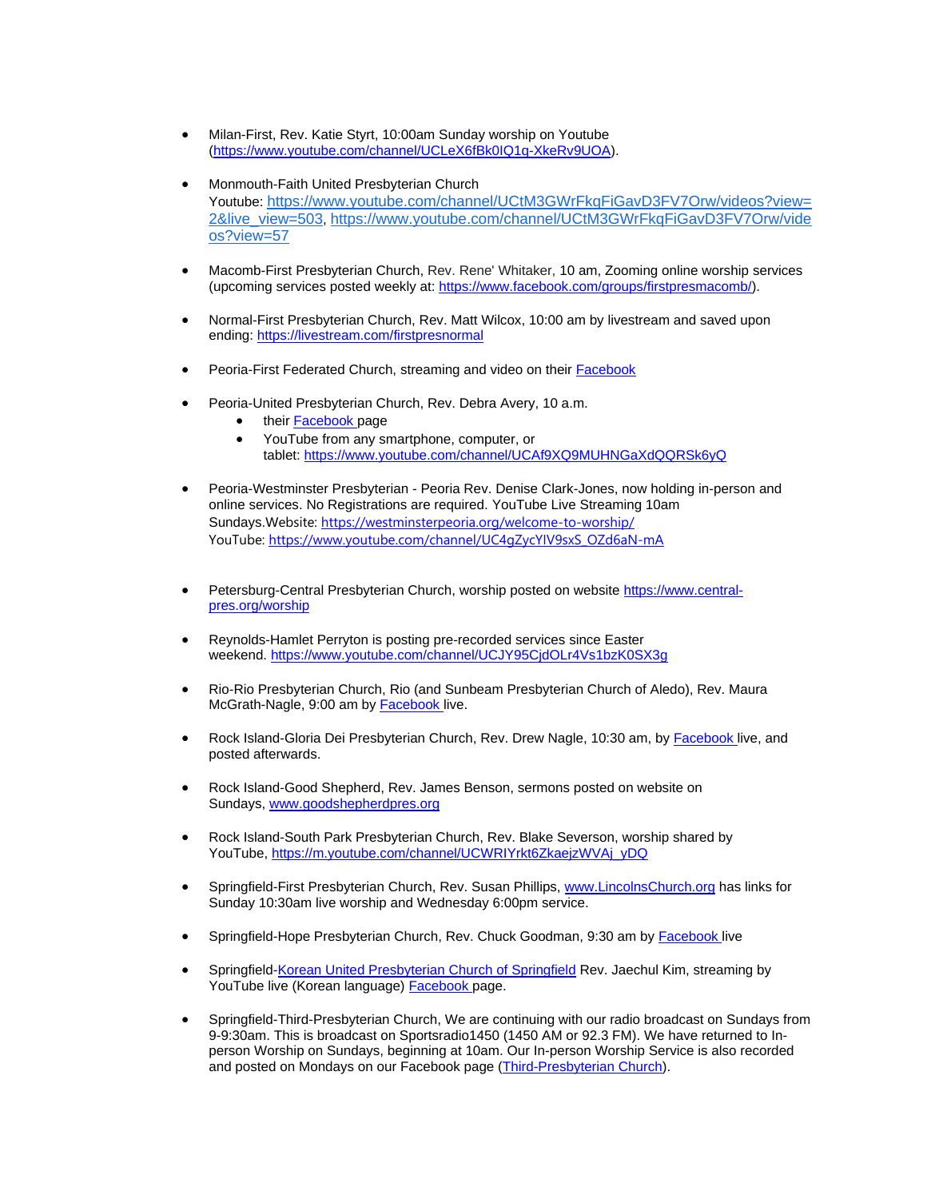- Milan-First, Rev. Katie Styrt, 10:00am Sunday worship on Youtube (https://www.youtube.com/channel/UCLeX6fBk0IQ1q-XkeRv9UOA).

- Monmouth-Faith United Presbyterian Church
  Youtube: https://www.youtube.com/channel/UCtM3GWrFkqFiGavD3FV7Orw/videos?view=2&live_view=503, https://www.youtube.com/channel/UCtM3GWrFkqFiGavD3FV7Orw/videos?view=57

- Macomb-First Presbyterian Church, Rev. Rene' Whitaker, 10 am, Zooming online worship services (upcoming services posted weekly at: https://www.facebook.com/groups/firstpresmacomb/).

- Normal-First Presbyterian Church, Rev. Matt Wilcox, 10:00 am by livestream and saved upon ending: https://livestream.com/firstpresnormal

- Peoria-First Federated Church, streaming and video on their Facebook

- Peoria-United Presbyterian Church, Rev. Debra Avery, 10 a.m.
  - their Facebook page
  - YouTube from any smartphone, computer, or tablet: https://www.youtube.com/channel/UCAf9XQ9MUHNGaXdQQRSk6yQ

- Peoria-Westminster Presbyterian - Peoria Rev. Denise Clark-Jones, now holding in-person and online services. No Registrations are required. YouTube Live Streaming 10am Sundays.Website: https://westminsterpeoria.org/welcome-to-worship/
  YouTube: https://www.youtube.com/channel/UC4gZycYlV9sxS_OZd6aN-mA

- Petersburg-Central Presbyterian Church, worship posted on website https://www.central-pres.org/worship

- Reynolds-Hamlet Perryton is posting pre-recorded services since Easter weekend. https://www.youtube.com/channel/UCJY95CjdOLr4Vs1bzK0SX3g

- Rio-Rio Presbyterian Church, Rio (and Sunbeam Presbyterian Church of Aledo), Rev. Maura McGrath-Nagle, 9:00 am by Facebook live.

- Rock Island-Gloria Dei Presbyterian Church, Rev. Drew Nagle, 10:30 am, by Facebook live, and posted afterwards.

- Rock Island-Good Shepherd, Rev. James Benson, sermons posted on website on Sundays, www.goodshepherdpres.org

- Rock Island-South Park Presbyterian Church, Rev. Blake Severson, worship shared by YouTube, https://m.youtube.com/channel/UCWRIYrkt6ZkaejzWVAj_yDQ

- Springfield-First Presbyterian Church, Rev. Susan Phillips, www.LincolnsChurch.org has links for Sunday 10:30am live worship and Wednesday 6:00pm service.

- Springfield-Hope Presbyterian Church, Rev. Chuck Goodman, 9:30 am by Facebook live

- Springfield-Korean United Presbyterian Church of Springfield Rev. Jaechul Kim, streaming by YouTube live (Korean language) Facebook page.

- Springfield-Third-Presbyterian Church, We are continuing with our radio broadcast on Sundays from 9-9:30am. This is broadcast on Sportsradio1450 (1450 AM or 92.3 FM). We have returned to In-person Worship on Sundays, beginning at 10am. Our In-person Worship Service is also recorded and posted on Mondays on our Facebook page (Third-Presbyterian Church).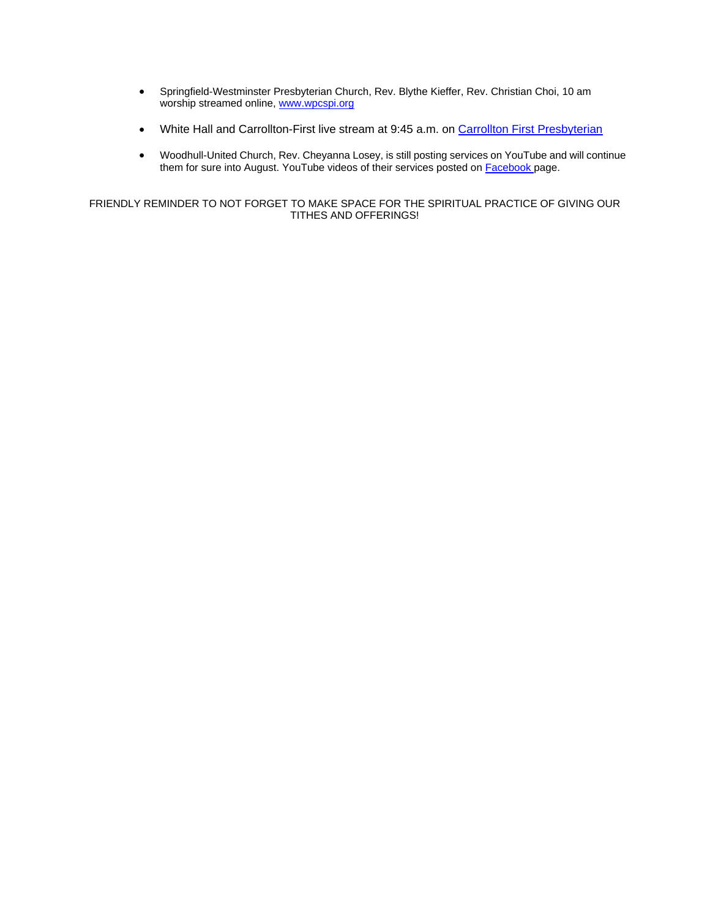- Springfield-Westminster Presbyterian Church, Rev. Blythe Kieffer, Rev. Christian Choi, 10 am worship streamed online, www.wpcspi.org
- White Hall and Carrollton-First live stream at 9:45 a.m. on Carrollton First Presbyterian
- Woodhull-United Church, Rev. Cheyanna Losey, is still posting services on YouTube and will continue them for sure into August. YouTube videos of their services posted on Facebook page.

FRIENDLY REMINDER TO NOT FORGET TO MAKE SPACE FOR THE SPIRITUAL PRACTICE OF GIVING OUR TITHES AND OFFERINGS!